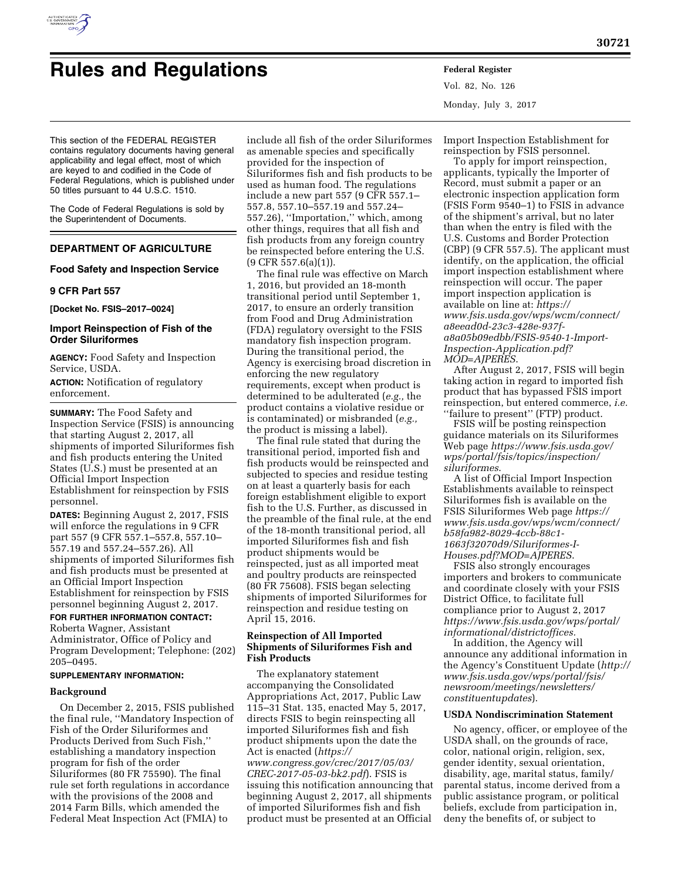# Rules and Regulations

This section of the FEDERAL REGISTER contains regulatory documents having general applicability and legal effect, most of which are keyed to and codified in the Code of Federal Regulations, which is published under 50 titles pursuant to 44 U.S.C. 1510.

The Code of Federal Regulations is sold by the Superintendent of Documents.

## DEPARTMENT OF AGRICULTURE

### Food Safety and Inspection Service

### 9 CFR Part 557

**[Docket No. FSIS–2017–0024]**

### Import Reinspection of Fish of the Order Siluriformes

**AGENCY:** Food Safety and Inspection Service, USDA.

**ACTION:** Notification of regulatory enforcement.

**SUMMARY:** The Food Safety and Inspection Service (FSIS) is announcing that starting August 2, 2017, all shipments of imported Siluriformes fish and fish products entering the United States (U.S.) must be presented at an Official Import Inspection Establishment for reinspection by FSIS personnel.

**DATES:** Beginning August 2, 2017, FSIS will enforce the regulations in 9 CFR part 557 (9 CFR 557.1–557.8, 557.10–557.19 and 557.24–557.26). All shipments of imported Siluriformes fish and fish products must be presented at an Official Import Inspection Establishment for reinspection by FSIS personnel beginning August 2, 2017.

**FOR FURTHER INFORMATION CONTACT:** Roberta Wagner, Assistant Administrator, Office of Policy and Program Development; Telephone: (202) 205–0495.

**SUPPLEMENTARY INFORMATION:**

#### Background

On December 2, 2015, FSIS published the final rule, ''Mandatory Inspection of Fish of the Order Siluriformes and Products Derived from Such Fish,'' establishing a mandatory inspection program for fish of the order Siluriformes (80 FR 75590). The final rule set forth regulations in accordance with the provisions of the 2008 and 2014 Farm Bills, which amended the Federal Meat Inspection Act (FMIA) to include all fish of the order Siluriformes as amenable species and specifically provided for the inspection of Siluriformes fish and fish products to be used as human food. The regulations include a new part 557 (9 CFR 557.1–557.8, 557.10–557.19 and 557.24–557.26), ''Importation,'' which, among other things, requires that all fish and fish products from any foreign country be reinspected before entering the U.S. (9 CFR 557.6(a)(1)).

The final rule was effective on March 1, 2016, but provided an 18-month transitional period until September 1, 2017, to ensure an orderly transition from Food and Drug Administration (FDA) regulatory oversight to the FSIS mandatory fish inspection program. During the transitional period, the Agency is exercising broad discretion in enforcing the new regulatory requirements, except when product is determined to be adulterated (*e.g.,* the product contains a violative residue or is contaminated) or misbranded (*e.g.,* the product is missing a label).

The final rule stated that during the transitional period, imported fish and fish products would be reinspected and subjected to species and residue testing on at least a quarterly basis for each foreign establishment eligible to export fish to the U.S. Further, as discussed in the preamble of the final rule, at the end of the 18-month transitional period, all imported Siluriformes fish and fish product shipments would be reinspected, just as all imported meat and poultry products are reinspected (80 FR 75608). FSIS began selecting shipments of imported Siluriformes for reinspection and residue testing on April 15, 2016.

#### Reinspection of All Imported Shipments of Siluriformes Fish and Fish Products

The explanatory statement accompanying the Consolidated Appropriations Act, 2017, Public Law 115–31 Stat. 135, enacted May 5, 2017, directs FSIS to begin reinspecting all imported Siluriformes fish and fish product shipments upon the date the Act is enacted (*https://www.congress.gov/crec/2017/05/03/CREC-2017-05-03-bk2.pdf*). FSIS is issuing this notification announcing that beginning August 2, 2017, all shipments of imported Siluriformes fish and fish product must be presented at an Official Import Inspection Establishment for reinspection by FSIS personnel.

To apply for import reinspection, applicants, typically the Importer of Record, must submit a paper or an electronic inspection application form (FSIS Form 9540–1) to FSIS in advance of the shipment's arrival, but no later than when the entry is filed with the U.S. Customs and Border Protection (CBP) (9 CFR 557.5). The applicant must identify, on the application, the official import inspection establishment where reinspection will occur. The paper import inspection application is available on line at: *https://www.fsis.usda.gov/wps/wcm/connect/a8eead0d-23c3-428e-937f-a8a05b09edbb/FSIS-9540-1-Import-Inspection-Application.pdf?MOD=AJPERES.*

After August 2, 2017, FSIS will begin taking action in regard to imported fish product that has bypassed FSIS import reinspection, but entered commerce, *i.e.* ''failure to present'' (FTP) product.

FSIS will be posting reinspection guidance materials on its Siluriformes Web page *https://www.fsis.usda.gov/wps/portal/fsis/topics/inspection/siluriformes.*

A list of Official Import Inspection Establishments available to reinspect Siluriformes fish is available on the FSIS Siluriformes Web page *https://www.fsis.usda.gov/wps/wcm/connect/b58fa982-8029-4ccb-88c1-1663f32070d9/Siluriformes-I-Houses.pdf?MOD=AJPERES.*

FSIS also strongly encourages importers and brokers to communicate and coordinate closely with your FSIS District Office, to facilitate full compliance prior to August 2, 2017 *https://www.fsis.usda.gov/wps/portal/informational/districtoffices.*

In addition, the Agency will announce any additional information in the Agency's Constituent Update (*http://www.fsis.usda.gov/wps/portal/fsis/newsroom/meetings/newsletters/constituentupdates*).

#### USDA Nondiscrimination Statement

No agency, officer, or employee of the USDA shall, on the grounds of race, color, national origin, religion, sex, gender identity, sexual orientation, disability, age, marital status, family/parental status, income derived from a public assistance program, or political beliefs, exclude from participation in, deny the benefits of, or subject to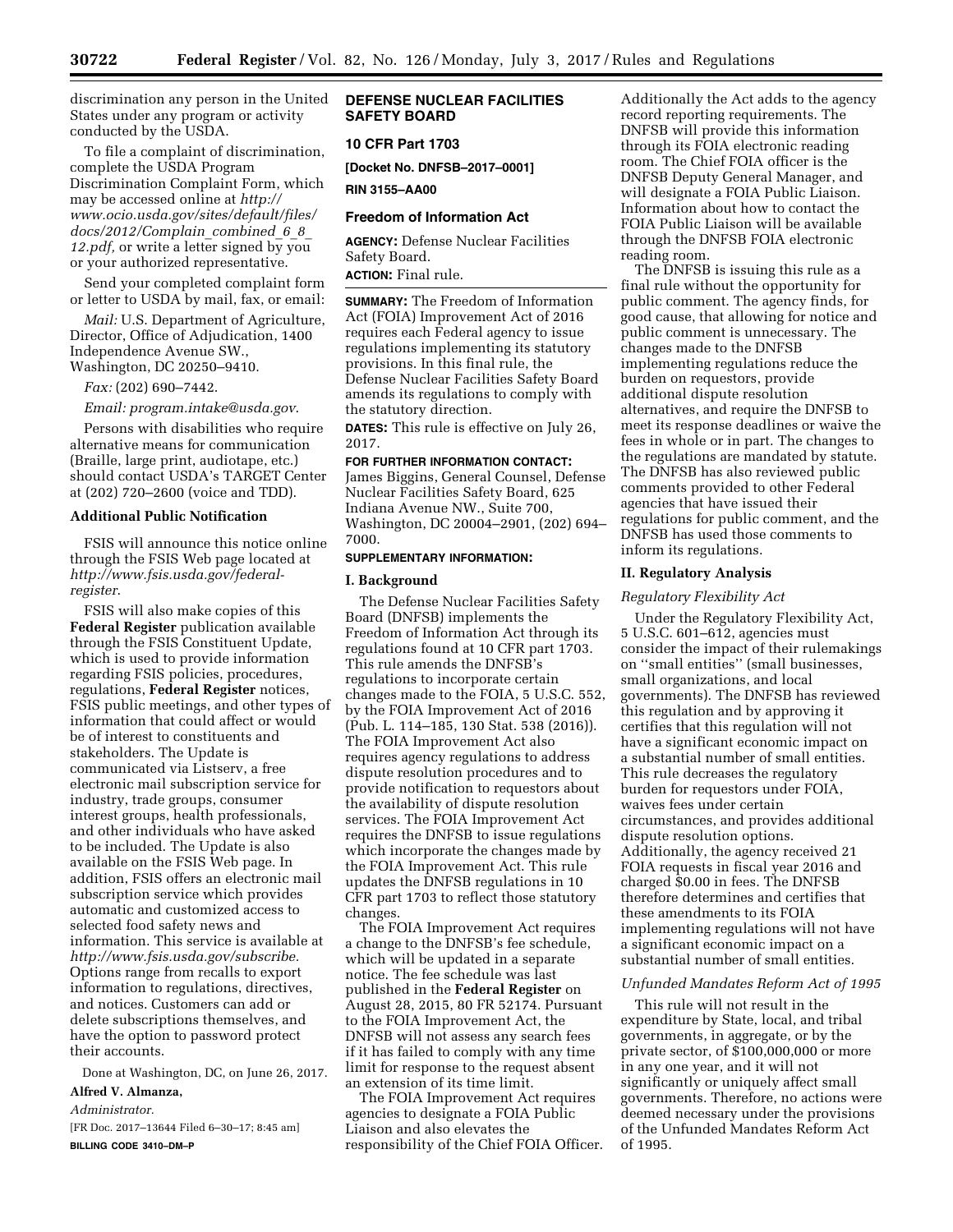discrimination any person in the United States under any program or activity conducted by the USDA.

To file a complaint of discrimination, complete the USDA Program Discrimination Complaint Form, which may be accessed online at *http://www.ocio.usda.gov/sites/default/files/docs/2012/Complain_combined_6_8_12.pdf,* or write a letter signed by you or your authorized representative.

Send your completed complaint form or letter to USDA by mail, fax, or email:

*Mail:* U.S. Department of Agriculture, Director, Office of Adjudication, 1400 Independence Avenue SW., Washington, DC 20250–9410.

*Fax:* (202) 690–7442.

*Email: program.intake@usda.gov.*

Persons with disabilities who require alternative means for communication (Braille, large print, audiotape, etc.) should contact USDA's TARGET Center at (202) 720–2600 (voice and TDD).

### Additional Public Notification

FSIS will announce this notice online through the FSIS Web page located at *http://www.fsis.usda.gov/federal-register.*

FSIS will also make copies of this **Federal Register** publication available through the FSIS Constituent Update, which is used to provide information regarding FSIS policies, procedures, regulations, **Federal Register** notices, FSIS public meetings, and other types of information that could affect or would be of interest to constituents and stakeholders. The Update is communicated via Listserv, a free electronic mail subscription service for industry, trade groups, consumer interest groups, health professionals, and other individuals who have asked to be included. The Update is also available on the FSIS Web page. In addition, FSIS offers an electronic mail subscription service which provides automatic and customized access to selected food safety news and information. This service is available at *http://www.fsis.usda.gov/subscribe.* Options range from recalls to export information to regulations, directives, and notices. Customers can add or delete subscriptions themselves, and have the option to password protect their accounts.

Done at Washington, DC, on June 26, 2017.

**Alfred V. Almanza,**

*Administrator.*

[FR Doc. 2017–13644 Filed 6–30–17; 8:45 am]

**BILLING CODE 3410–DM–P**

## DEFENSE NUCLEAR FACILITIES SAFETY BOARD

### 10 CFR Part 1703

**[Docket No. DNFSB–2017–0001]**

**RIN 3155–AA00**

### Freedom of Information Act

**AGENCY:** Defense Nuclear Facilities Safety Board.

**ACTION:** Final rule.

**SUMMARY:** The Freedom of Information Act (FOIA) Improvement Act of 2016 requires each Federal agency to issue regulations implementing its statutory provisions. In this final rule, the Defense Nuclear Facilities Safety Board amends its regulations to comply with the statutory direction.

**DATES:** This rule is effective on July 26, 2017.

**FOR FURTHER INFORMATION CONTACT:** James Biggins, General Counsel, Defense Nuclear Facilities Safety Board, 625 Indiana Avenue NW., Suite 700, Washington, DC 20004–2901, (202) 694–7000.

**SUPPLEMENTARY INFORMATION:**

### I. Background

The Defense Nuclear Facilities Safety Board (DNFSB) implements the Freedom of Information Act through its regulations found at 10 CFR part 1703. This rule amends the DNFSB's regulations to incorporate certain changes made to the FOIA, 5 U.S.C. 552, by the FOIA Improvement Act of 2016 (Pub. L. 114–185, 130 Stat. 538 (2016)). The FOIA Improvement Act also requires agency regulations to address dispute resolution procedures and to provide notification to requestors about the availability of dispute resolution services. The FOIA Improvement Act requires the DNFSB to issue regulations which incorporate the changes made by the FOIA Improvement Act. This rule updates the DNFSB regulations in 10 CFR part 1703 to reflect those statutory changes.

The FOIA Improvement Act requires a change to the DNFSB's fee schedule, which will be updated in a separate notice. The fee schedule was last published in the **Federal Register** on August 28, 2015, 80 FR 52174. Pursuant to the FOIA Improvement Act, the DNFSB will not assess any search fees if it has failed to comply with any time limit for response to the request absent an extension of its time limit.

The FOIA Improvement Act requires agencies to designate a FOIA Public Liaison and also elevates the responsibility of the Chief FOIA Officer. Additionally the Act adds to the agency record reporting requirements. The DNFSB will provide this information through its FOIA electronic reading room. The Chief FOIA officer is the DNFSB Deputy General Manager, and will designate a FOIA Public Liaison. Information about how to contact the FOIA Public Liaison will be available through the DNFSB FOIA electronic reading room.

The DNFSB is issuing this rule as a final rule without the opportunity for public comment. The agency finds, for good cause, that allowing for notice and public comment is unnecessary. The changes made to the DNFSB implementing regulations reduce the burden on requestors, provide additional dispute resolution alternatives, and require the DNFSB to meet its response deadlines or waive the fees in whole or in part. The changes to the regulations are mandated by statute. The DNFSB has also reviewed public comments provided to other Federal agencies that have issued their regulations for public comment, and the DNFSB has used those comments to inform its regulations.

### II. Regulatory Analysis

#### *Regulatory Flexibility Act*

Under the Regulatory Flexibility Act, 5 U.S.C. 601–612, agencies must consider the impact of their rulemakings on ''small entities'' (small businesses, small organizations, and local governments). The DNFSB has reviewed this regulation and by approving it certifies that this regulation will not have a significant economic impact on a substantial number of small entities. This rule decreases the regulatory burden for requestors under FOIA, waives fees under certain circumstances, and provides additional dispute resolution options. Additionally, the agency received 21 FOIA requests in fiscal year 2016 and charged $0.00 in fees. The DNFSB therefore determines and certifies that these amendments to its FOIA implementing regulations will not have a significant economic impact on a substantial number of small entities.

#### *Unfunded Mandates Reform Act of 1995*

This rule will not result in the expenditure by State, local, and tribal governments, in aggregate, or by the private sector, of $100,000,000 or more in any one year, and it will not significantly or uniquely affect small governments. Therefore, no actions were deemed necessary under the provisions of the Unfunded Mandates Reform Act of 1995.